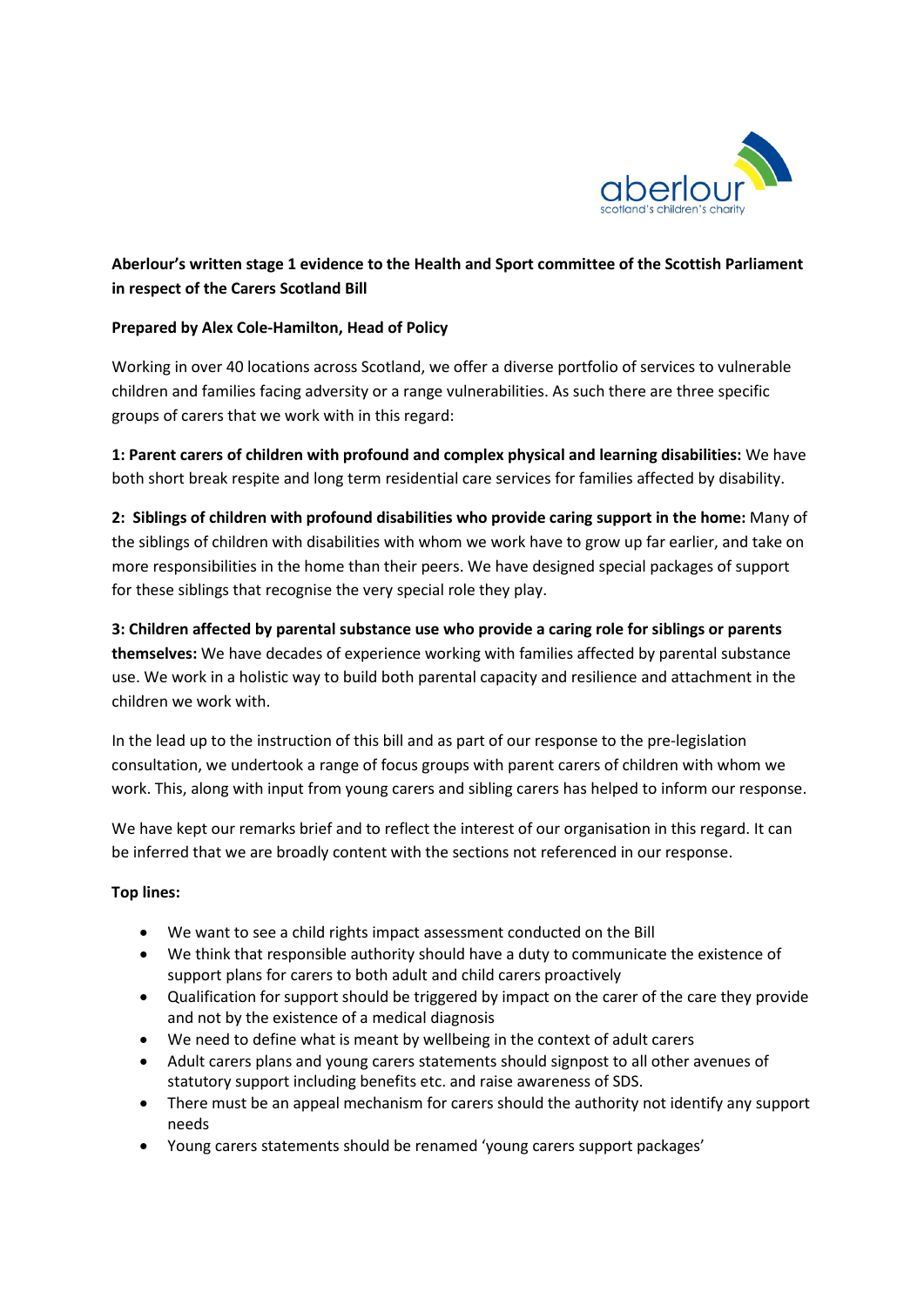**Aberlour's written stage 1 evidence to the Health and Sport committee of the Scottish Parliament in respect of the Carers Scotland Bill**

**Prepared by Alex Cole-Hamilton, Head of Policy**

Working in over 40 locations across Scotland, we offer a diverse portfolio of services to vulnerable children and families facing adversity or a range vulnerabilities. As such there are three specific groups of carers that we work with in this regard:

**1: Parent carers of children with profound and complex physical and learning disabilities:** We have both short break respite and long term residential care services for families affected by disability.

**2: Siblings of children with profound disabilities who provide caring support in the home:** Many of the siblings of children with disabilities with whom we work have to grow up far earlier, and take on more responsibilities in the home than their peers. We have designed special packages of support for these siblings that recognise the very special role they play.

**3: Children affected by parental substance use who provide a caring role for siblings or parents themselves:** We have decades of experience working with families affected by parental substance use. We work in a holistic way to build both parental capacity and resilience and attachment in the children we work with.

In the lead up to the instruction of this bill and as part of our response to the pre-legislation consultation, we undertook a range of focus groups with parent carers of children with whom we work. This, along with input from young carers and sibling carers has helped to inform our response.

We have kept our remarks brief and to reflect the interest of our organisation in this regard. It can be inferred that we are broadly content with the sections not referenced in our response.

**Top lines:**

- We want to see a child rights impact assessment conducted on the Bill
- We think that responsible authority should have a duty to communicate the existence of support plans for carers to both adult and child carers proactively
- Qualification for support should be triggered by impact on the carer of the care they provide and not by the existence of a medical diagnosis
- We need to define what is meant by wellbeing in the context of adult carers
- Adult carers plans and young carers statements should signpost to all other avenues of statutory support including benefits etc. and raise awareness of SDS.
- There must be an appeal mechanism for carers should the authority not identify any support needs
- Young carers statements should be renamed 'young carers support packages'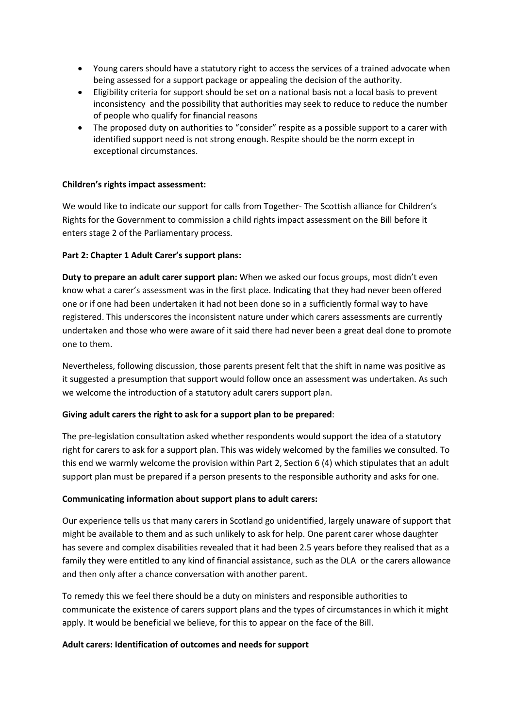- Young carers should have a statutory right to access the services of a trained advocate when being assessed for a support package or appealing the decision of the authority.
- Eligibility criteria for support should be set on a national basis not a local basis to prevent inconsistency and the possibility that authorities may seek to reduce to reduce the number of people who qualify for financial reasons
- The proposed duty on authorities to "consider" respite as a possible support to a carer with identified support need is not strong enough. Respite should be the norm except in exceptional circumstances.

**Children's rights impact assessment:**

We would like to indicate our support for calls from Together- The Scottish alliance for Children's Rights for the Government to commission a child rights impact assessment on the Bill before it enters stage 2 of the Parliamentary process.

**Part 2: Chapter 1 Adult Carer's support plans:**

**Duty to prepare an adult carer support plan:** When we asked our focus groups, most didn't even know what a carer's assessment was in the first place. Indicating that they had never been offered one or if one had been undertaken it had not been done so in a sufficiently formal way to have registered. This underscores the inconsistent nature under which carers assessments are currently undertaken and those who were aware of it said there had never been a great deal done to promote one to them.

Nevertheless, following discussion, those parents present felt that the shift in name was positive as it suggested a presumption that support would follow once an assessment was undertaken. As such we welcome the introduction of a statutory adult carers support plan.

**Giving adult carers the right to ask for a support plan to be prepared**:

The pre-legislation consultation asked whether respondents would support the idea of a statutory right for carers to ask for a support plan. This was widely welcomed by the families we consulted. To this end we warmly welcome the provision within Part 2, Section 6 (4) which stipulates that an adult support plan must be prepared if a person presents to the responsible authority and asks for one.

**Communicating information about support plans to adult carers:**

Our experience tells us that many carers in Scotland go unidentified, largely unaware of support that might be available to them and as such unlikely to ask for help. One parent carer whose daughter has severe and complex disabilities revealed that it had been 2.5 years before they realised that as a family they were entitled to any kind of financial assistance, such as the DLA or the carers allowance and then only after a chance conversation with another parent.

To remedy this we feel there should be a duty on ministers and responsible authorities to communicate the existence of carers support plans and the types of circumstances in which it might apply. It would be beneficial we believe, for this to appear on the face of the Bill.

**Adult carers: Identification of outcomes and needs for support**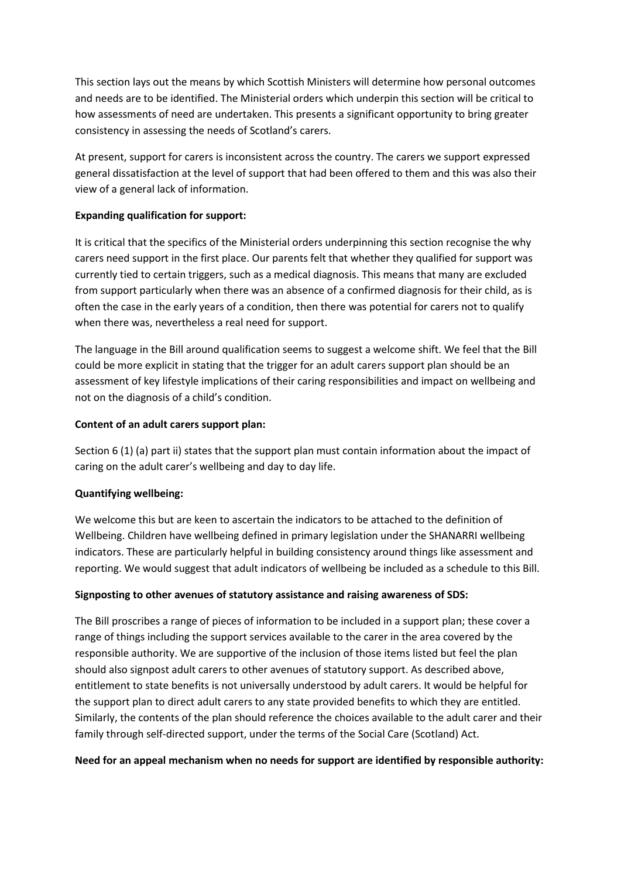This section lays out the means by which Scottish Ministers will determine how personal outcomes and needs are to be identified. The Ministerial orders which underpin this section will be critical to how assessments of need are undertaken. This presents a significant opportunity to bring greater consistency in assessing the needs of Scotland's carers.

At present, support for carers is inconsistent across the country. The carers we support expressed general dissatisfaction at the level of support that had been offered to them and this was also their view of a general lack of information.

**Expanding qualification for support:**

It is critical that the specifics of the Ministerial orders underpinning this section recognise the why carers need support in the first place. Our parents felt that whether they qualified for support was currently tied to certain triggers, such as a medical diagnosis. This means that many are excluded from support particularly when there was an absence of a confirmed diagnosis for their child, as is often the case in the early years of a condition, then there was potential for carers not to qualify when there was, nevertheless a real need for support.

The language in the Bill around qualification seems to suggest a welcome shift. We feel that the Bill could be more explicit in stating that the trigger for an adult carers support plan should be an assessment of key lifestyle implications of their caring responsibilities and impact on wellbeing and not on the diagnosis of a child's condition.

**Content of an adult carers support plan:**

Section 6 (1) (a) part ii) states that the support plan must contain information about the impact of caring on the adult carer's wellbeing and day to day life.

**Quantifying wellbeing:**

We welcome this but are keen to ascertain the indicators to be attached to the definition of Wellbeing. Children have wellbeing defined in primary legislation under the SHANARRI wellbeing indicators. These are particularly helpful in building consistency around things like assessment and reporting. We would suggest that adult indicators of wellbeing be included as a schedule to this Bill.

**Signposting to other avenues of statutory assistance and raising awareness of SDS:**

The Bill proscribes a range of pieces of information to be included in a support plan; these cover a range of things including the support services available to the carer in the area covered by the responsible authority. We are supportive of the inclusion of those items listed but feel the plan should also signpost adult carers to other avenues of statutory support. As described above, entitlement to state benefits is not universally understood by adult carers. It would be helpful for the support plan to direct adult carers to any state provided benefits to which they are entitled. Similarly, the contents of the plan should reference the choices available to the adult carer and their family through self-directed support, under the terms of the Social Care (Scotland) Act.

**Need for an appeal mechanism when no needs for support are identified by responsible authority:**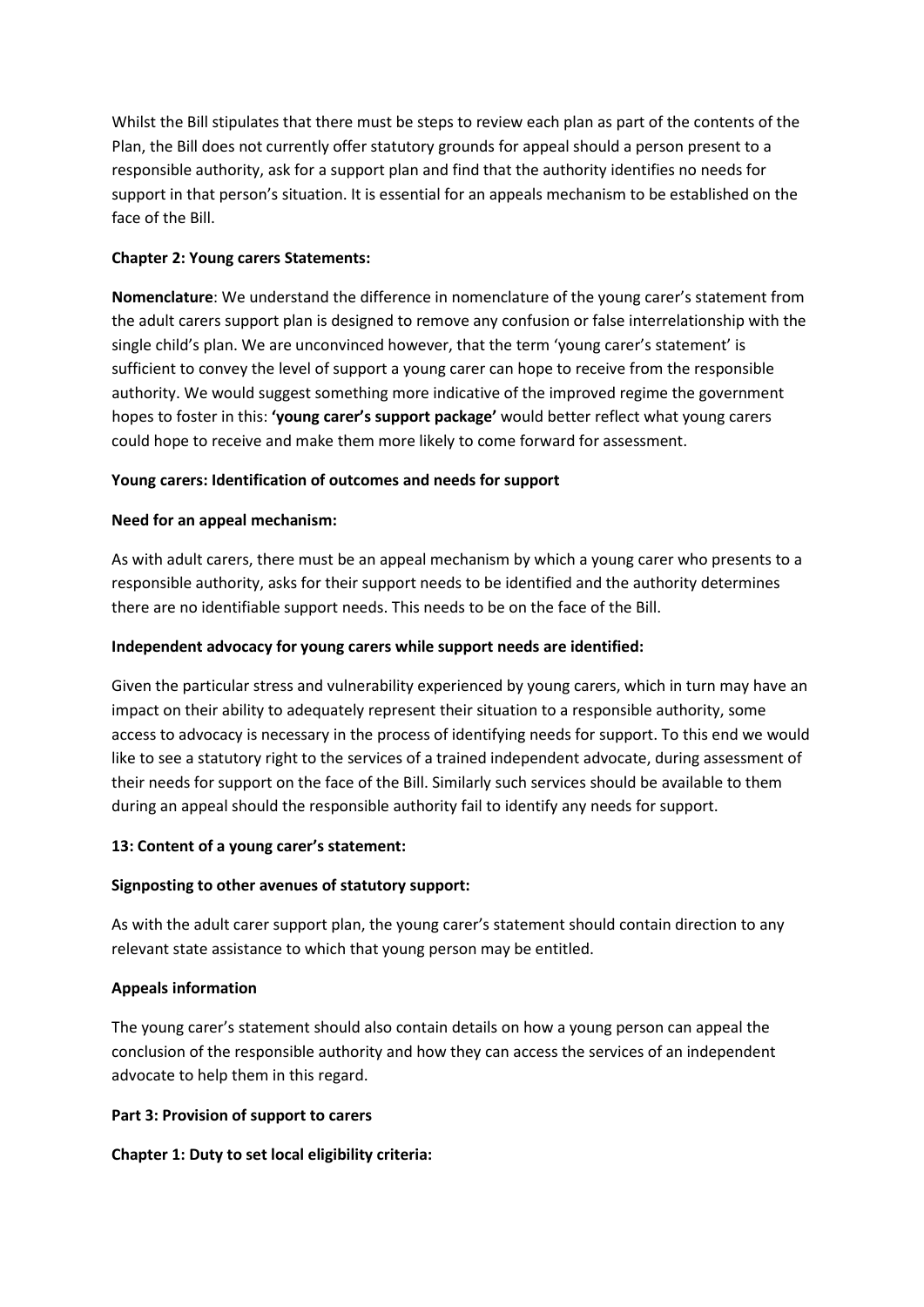Whilst the Bill stipulates that there must be steps to review each plan as part of the contents of the Plan, the Bill does not currently offer statutory grounds for appeal should a person present to a responsible authority, ask for a support plan and find that the authority identifies no needs for support in that person's situation. It is essential for an appeals mechanism to be established on the face of the Bill.

**Chapter 2: Young carers Statements:**

**Nomenclature**: We understand the difference in nomenclature of the young carer's statement from the adult carers support plan is designed to remove any confusion or false interrelationship with the single child's plan. We are unconvinced however, that the term 'young carer's statement' is sufficient to convey the level of support a young carer can hope to receive from the responsible authority. We would suggest something more indicative of the improved regime the government hopes to foster in this: **'young carer's support package'** would better reflect what young carers could hope to receive and make them more likely to come forward for assessment.

**Young carers: Identification of outcomes and needs for support**

**Need for an appeal mechanism:**

As with adult carers, there must be an appeal mechanism by which a young carer who presents to a responsible authority, asks for their support needs to be identified and the authority determines there are no identifiable support needs. This needs to be on the face of the Bill.

**Independent advocacy for young carers while support needs are identified:**

Given the particular stress and vulnerability experienced by young carers, which in turn may have an impact on their ability to adequately represent their situation to a responsible authority, some access to advocacy is necessary in the process of identifying needs for support. To this end we would like to see a statutory right to the services of a trained independent advocate, during assessment of their needs for support on the face of the Bill. Similarly such services should be available to them during an appeal should the responsible authority fail to identify any needs for support.

**13: Content of a young carer's statement:**

**Signposting to other avenues of statutory support:**

As with the adult carer support plan, the young carer's statement should contain direction to any relevant state assistance to which that young person may be entitled.

**Appeals information**

The young carer's statement should also contain details on how a young person can appeal the conclusion of the responsible authority and how they can access the services of an independent advocate to help them in this regard.

**Part 3: Provision of support to carers**

**Chapter 1: Duty to set local eligibility criteria:**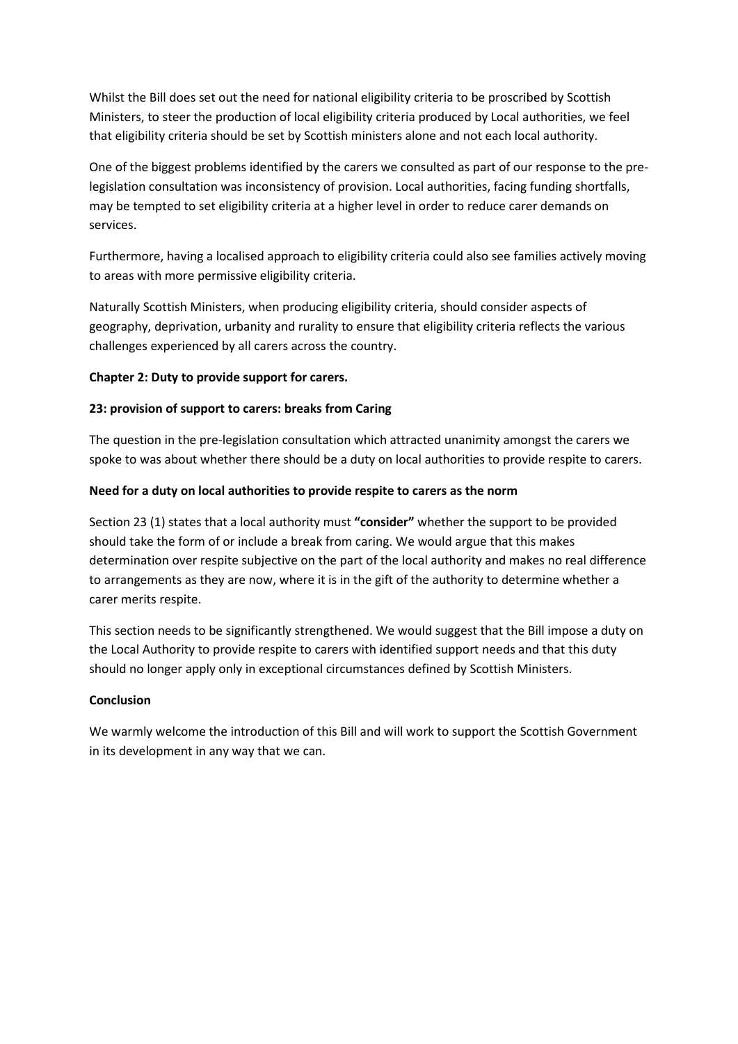Whilst the Bill does set out the need for national eligibility criteria to be proscribed by Scottish Ministers, to steer the production of local eligibility criteria produced by Local authorities, we feel that eligibility criteria should be set by Scottish ministers alone and not each local authority.

One of the biggest problems identified by the carers we consulted as part of our response to the pre-legislation consultation was inconsistency of provision. Local authorities, facing funding shortfalls, may be tempted to set eligibility criteria at a higher level in order to reduce carer demands on services.

Furthermore, having a localised approach to eligibility criteria could also see families actively moving to areas with more permissive eligibility criteria.

Naturally Scottish Ministers, when producing eligibility criteria, should consider aspects of geography, deprivation, urbanity and rurality to ensure that eligibility criteria reflects the various challenges experienced by all carers across the country.

**Chapter 2: Duty to provide support for carers.**

**23: provision of support to carers: breaks from Caring**

The question in the pre-legislation consultation which attracted unanimity amongst the carers we spoke to was about whether there should be a duty on local authorities to provide respite to carers.

**Need for a duty on local authorities to provide respite to carers as the norm**

Section 23 (1) states that a local authority must **"consider"** whether the support to be provided should take the form of or include a break from caring. We would argue that this makes determination over respite subjective on the part of the local authority and makes no real difference to arrangements as they are now, where it is in the gift of the authority to determine whether a carer merits respite.

This section needs to be significantly strengthened. We would suggest that the Bill impose a duty on the Local Authority to provide respite to carers with identified support needs and that this duty should no longer apply only in exceptional circumstances defined by Scottish Ministers.

**Conclusion**

We warmly welcome the introduction of this Bill and will work to support the Scottish Government in its development in any way that we can.